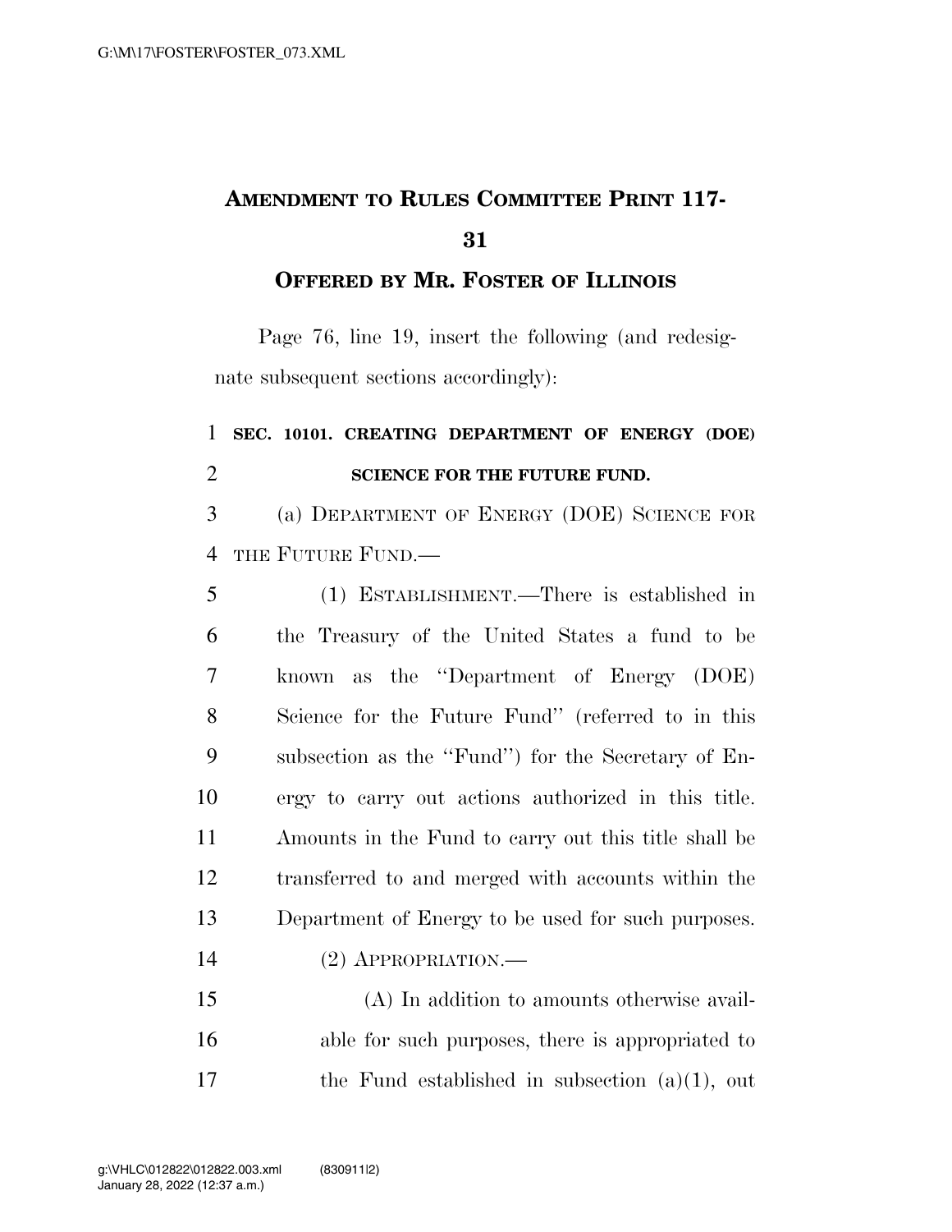# AMENDMENT TO RULES COMMITTEE PRINT 117-31

## OFFERED BY MR. FOSTER OF ILLINOIS

Page 76, line 19, insert the following (and redesignate subsequent sections accordingly):

**SEC. 10101. CREATING DEPARTMENT OF ENERGY (DOE) SCIENCE FOR THE FUTURE FUND.**

(a) DEPARTMENT OF ENERGY (DOE) SCIENCE FOR THE FUTURE FUND.—

(1) ESTABLISHMENT.—There is established in the Treasury of the United States a fund to be known as the ''Department of Energy (DOE) Science for the Future Fund'' (referred to in this subsection as the ''Fund'') for the Secretary of Energy to carry out actions authorized in this title. Amounts in the Fund to carry out this title shall be transferred to and merged with accounts within the Department of Energy to be used for such purposes.

(2) APPROPRIATION.—

(A) In addition to amounts otherwise available for such purposes, there is appropriated to the Fund established in subsection (a)(1), out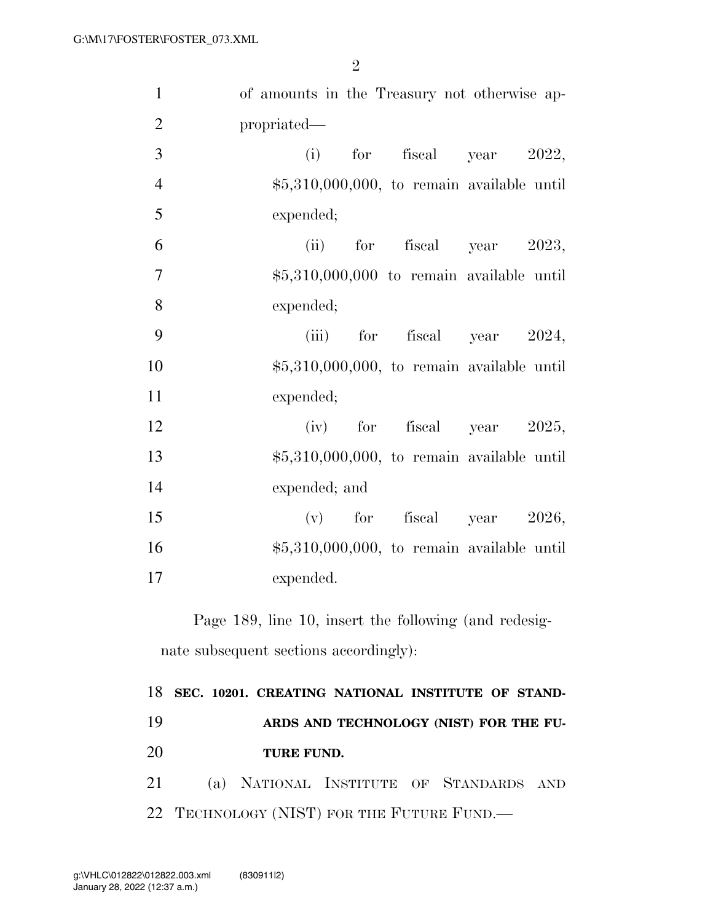of amounts in the Treasury not otherwise appropriated—

(i) for fiscal year 2022, $5,310,000,000, to remain available until expended;

(ii) for fiscal year 2023, $5,310,000,000 to remain available until expended;

(iii) for fiscal year 2024, $5,310,000,000, to remain available until expended;

(iv) for fiscal year 2025, $5,310,000,000, to remain available until expended; and

(v) for fiscal year 2026, $5,310,000,000, to remain available until expended.

Page 189, line 10, insert the following (and redesignate subsequent sections accordingly):

**SEC. 10201. CREATING NATIONAL INSTITUTE OF STANDARDS AND TECHNOLOGY (NIST) FOR THE FUTURE FUND.**

(a) NATIONAL INSTITUTE OF STANDARDS AND TECHNOLOGY (NIST) FOR THE FUTURE FUND.—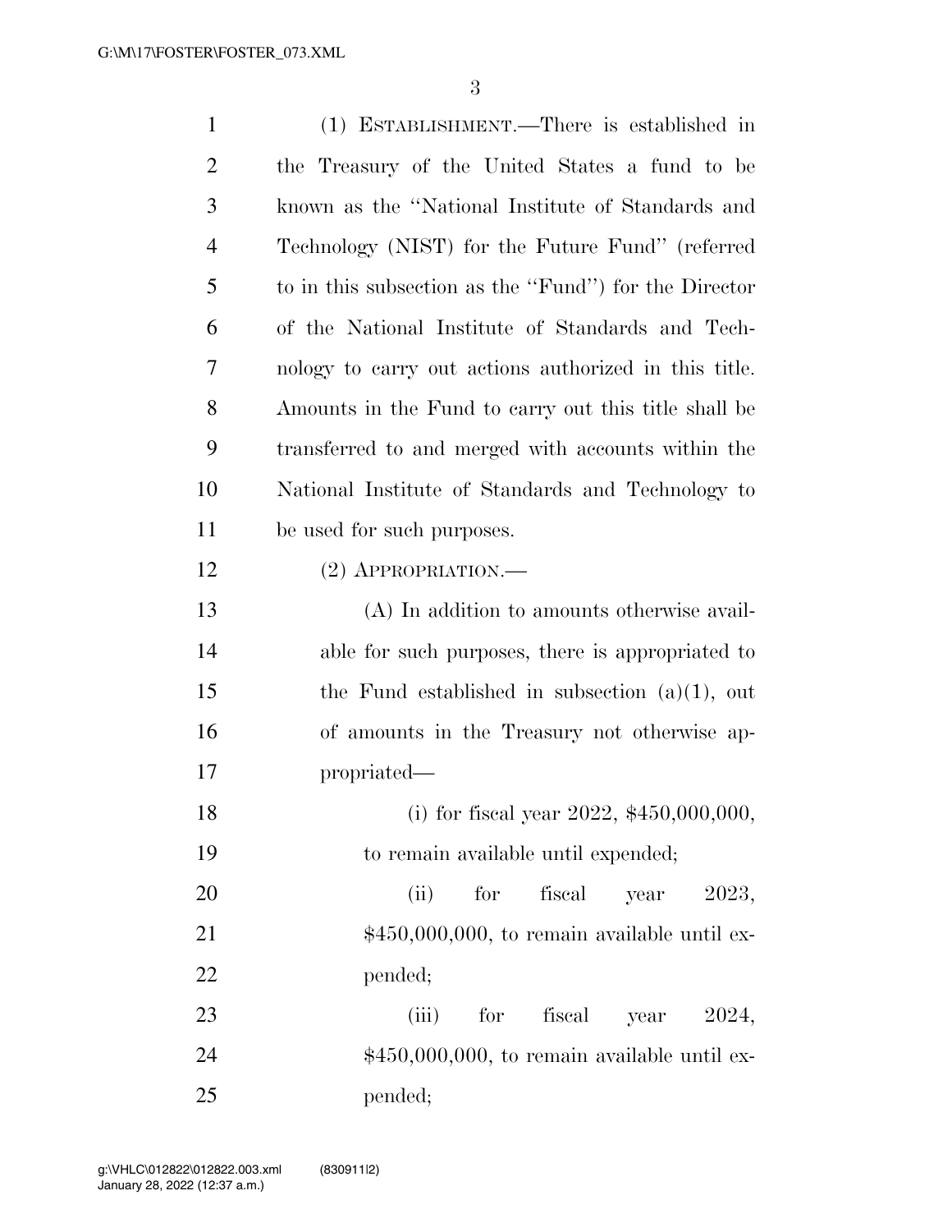(1) ESTABLISHMENT.—There is established in the Treasury of the United States a fund to be known as the ''National Institute of Standards and Technology (NIST) for the Future Fund'' (referred to in this subsection as the ''Fund'') for the Director of the National Institute of Standards and Technology to carry out actions authorized in this title. Amounts in the Fund to carry out this title shall be transferred to and merged with accounts within the National Institute of Standards and Technology to be used for such purposes.

(2) APPROPRIATION.—

(A) In addition to amounts otherwise available for such purposes, there is appropriated to the Fund established in subsection (a)(1), out of amounts in the Treasury not otherwise appropriated—

(i) for fiscal year 2022, $450,000,000, to remain available until expended;

(ii) for fiscal year 2023, $450,000,000, to remain available until expended;

(iii) for fiscal year 2024, $450,000,000, to remain available until expended;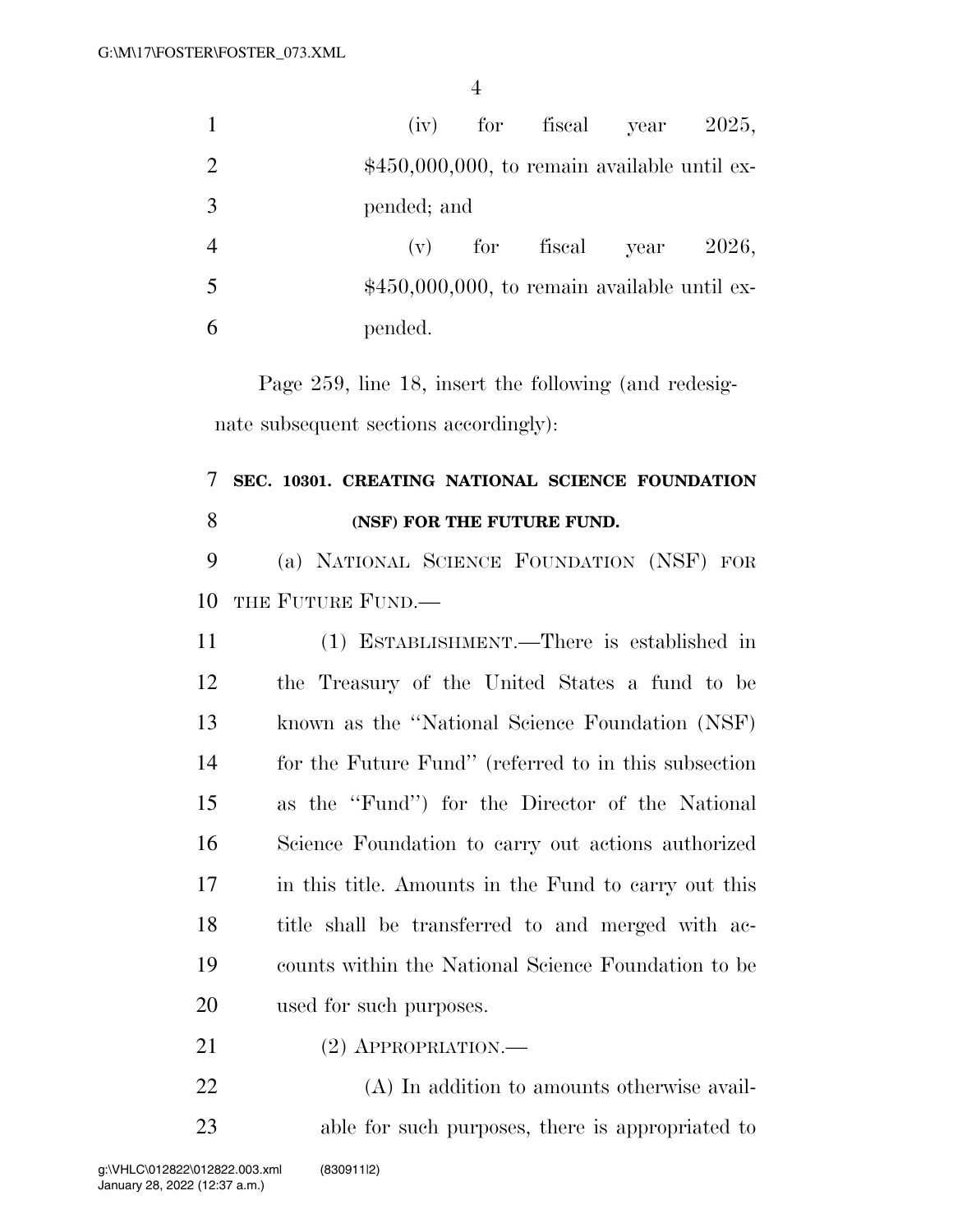(iv) for fiscal year 2025, $450,000,000, to remain available until expended; and

(v) for fiscal year 2026, $450,000,000, to remain available until expended.

Page 259, line 18, insert the following (and redesignate subsequent sections accordingly):

**SEC. 10301. CREATING NATIONAL SCIENCE FOUNDATION (NSF) FOR THE FUTURE FUND.**

(a) NATIONAL SCIENCE FOUNDATION (NSF) FOR THE FUTURE FUND.—

(1) ESTABLISHMENT.—There is established in the Treasury of the United States a fund to be known as the ''National Science Foundation (NSF) for the Future Fund'' (referred to in this subsection as the ''Fund'') for the Director of the National Science Foundation to carry out actions authorized in this title. Amounts in the Fund to carry out this title shall be transferred to and merged with accounts within the National Science Foundation to be used for such purposes.

(2) APPROPRIATION.—

(A) In addition to amounts otherwise available for such purposes, there is appropriated to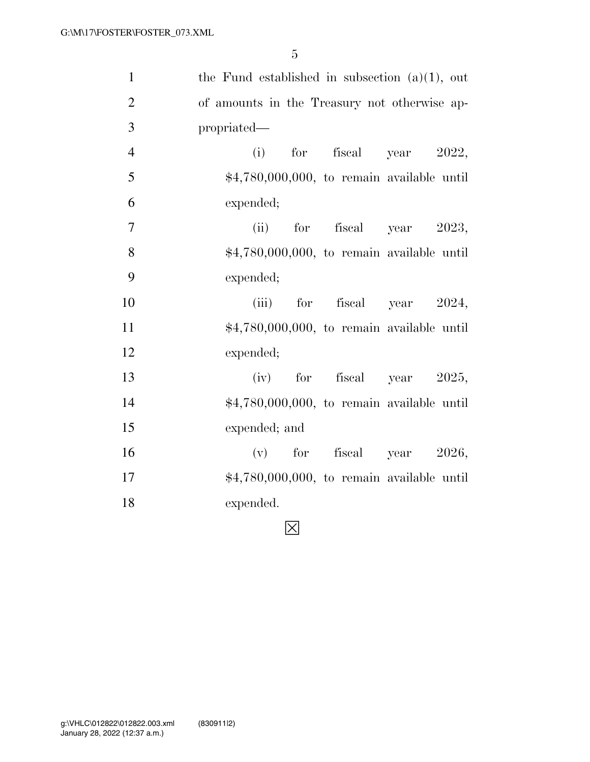the Fund established in subsection (a)(1), out of amounts in the Treasury not otherwise appropriated—

(i) for fiscal year 2022, $4,780,000,000, to remain available until expended;

(ii) for fiscal year 2023, $4,780,000,000, to remain available until expended;

(iii) for fiscal year 2024, $4,780,000,000, to remain available until expended;

(iv) for fiscal year 2025, $4,780,000,000, to remain available until expended; and

(v) for fiscal year 2026, $4,780,000,000, to remain available until expended.